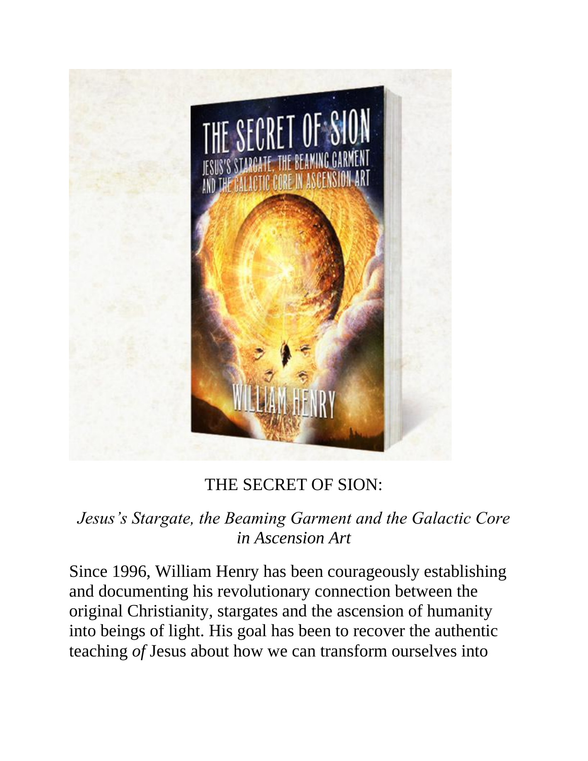# THE SECRET OF SION:

*Jesus's Stargate, the Beaming Garment and the Galactic Core in Ascension Art*

Since 1996, William Henry has been courageously establishing and documenting his revolutionary connection between the original Christianity, stargates and the ascension of humanity into beings of light. His goal has been to recover the authentic teaching *of* Jesus about how we can transform ourselves into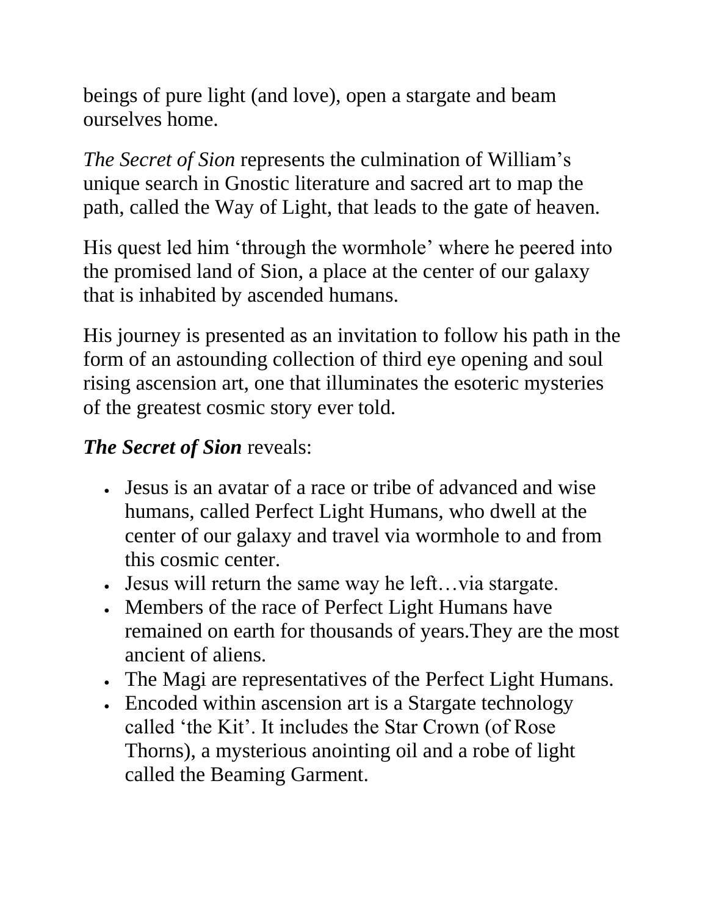beings of pure light (and love), open a stargate and beam ourselves home.

*The Secret of Sion* represents the culmination of William's unique search in Gnostic literature and sacred art to map the path, called the Way of Light, that leads to the gate of heaven.

His quest led him 'through the wormhole' where he peered into the promised land of Sion, a place at the center of our galaxy that is inhabited by ascended humans.

His journey is presented as an invitation to follow his path in the form of an astounding collection of third eye opening and soul rising ascension art, one that illuminates the esoteric mysteries of the greatest cosmic story ever told.

***The Secret of Sion*** reveals:

- Jesus is an avatar of a race or tribe of advanced and wise humans, called Perfect Light Humans, who dwell at the center of our galaxy and travel via wormhole to and from this cosmic center.
- Jesus will return the same way he left…via stargate.
- Members of the race of Perfect Light Humans have remained on earth for thousands of years.They are the most ancient of aliens.
- The Magi are representatives of the Perfect Light Humans.
- Encoded within ascension art is a Stargate technology called 'the Kit'. It includes the Star Crown (of Rose Thorns), a mysterious anointing oil and a robe of light called the Beaming Garment.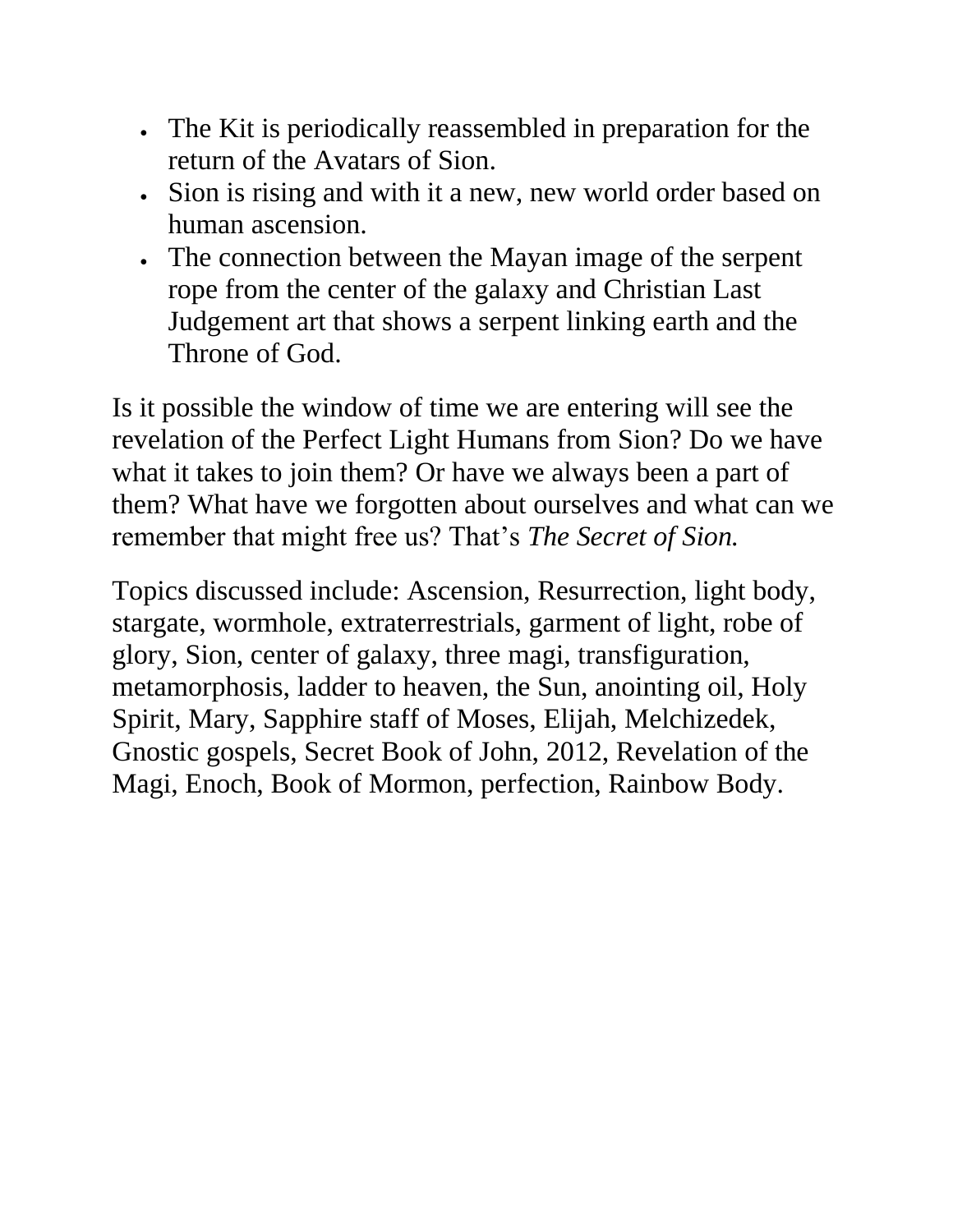- The Kit is periodically reassembled in preparation for the return of the Avatars of Sion.
- Sion is rising and with it a new, new world order based on human ascension.
- The connection between the Mayan image of the serpent rope from the center of the galaxy and Christian Last Judgement art that shows a serpent linking earth and the Throne of God.

Is it possible the window of time we are entering will see the revelation of the Perfect Light Humans from Sion? Do we have what it takes to join them? Or have we always been a part of them? What have we forgotten about ourselves and what can we remember that might free us? That's *The Secret of Sion.*

Topics discussed include: Ascension, Resurrection, light body, stargate, wormhole, extraterrestrials, garment of light, robe of glory, Sion, center of galaxy, three magi, transfiguration, metamorphosis, ladder to heaven, the Sun, anointing oil, Holy Spirit, Mary, Sapphire staff of Moses, Elijah, Melchizedek, Gnostic gospels, Secret Book of John, 2012, Revelation of the Magi, Enoch, Book of Mormon, perfection, Rainbow Body.